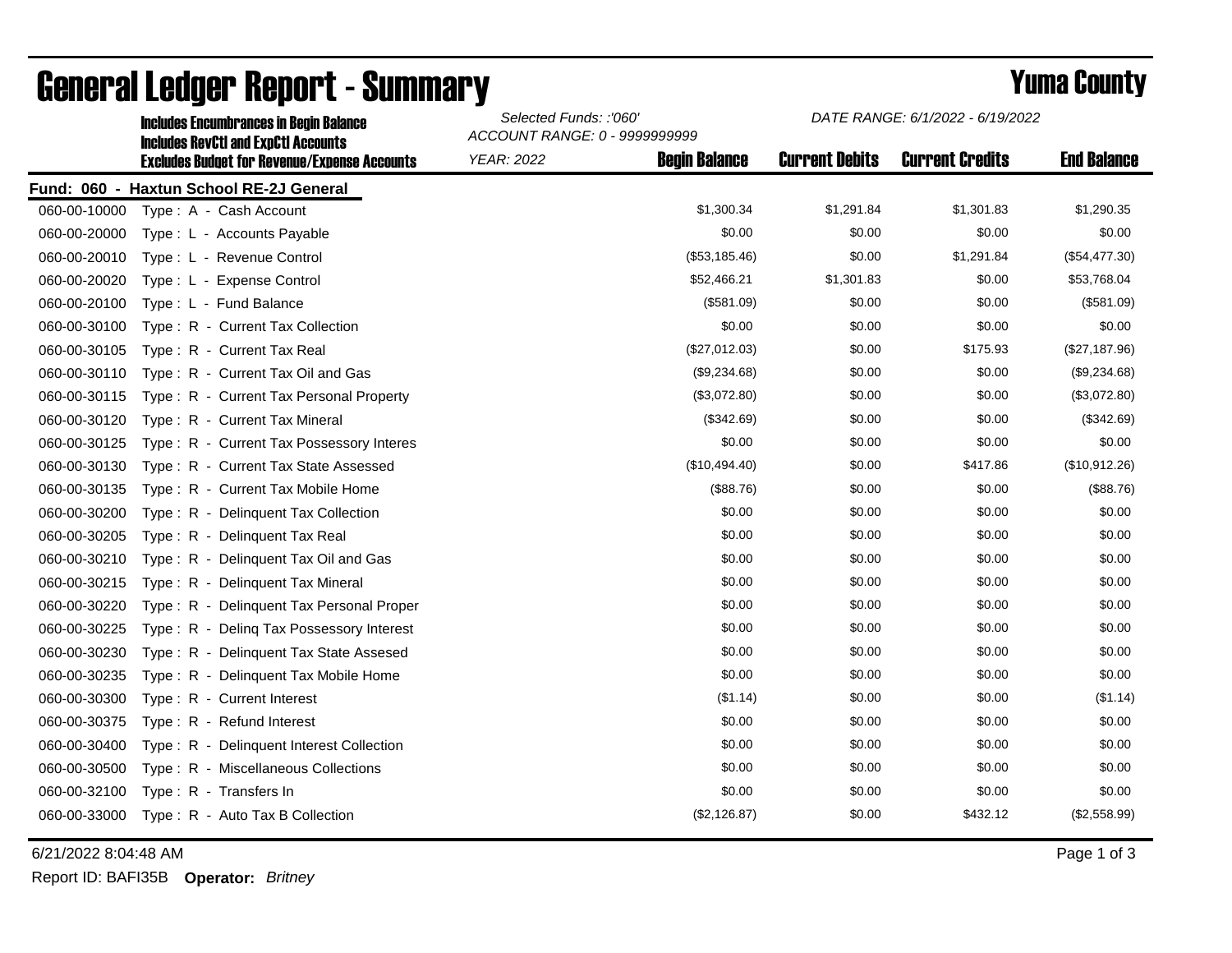# General Ledger Report - Summary

## Yuma County

**Includes Encumbrances in Begin Balance**
**Includes RevCtl and ExpCtl Accounts**
**Excludes Budget for Revenue/Expense Accounts**

*Selected Funds: :'060'*
*ACCOUNT RANGE: 0 - 9999999999*
*YEAR: 2022*

*DATE RANGE: 6/1/2022 - 6/19/2022*

**Fund: 060 - Haxtun School RE-2J General**

| Account | Description | Begin Balance | Current Debits | Current Credits | End Balance |
|---|---|---|---|---|---|
| 060-00-10000 | Type : A - Cash Account | $1,300.34 | $1,291.84 | $1,301.83 | $1,290.35 |
| 060-00-20000 | Type : L - Accounts Payable | $0.00 | $0.00 | $0.00 | $0.00 |
| 060-00-20010 | Type : L - Revenue Control | ($53,185.46) | $0.00 | $1,291.84 | ($54,477.30) |
| 060-00-20020 | Type : L - Expense Control | $52,466.21 | $1,301.83 | $0.00 | $53,768.04 |
| 060-00-20100 | Type : L - Fund Balance | ($581.09) | $0.00 | $0.00 | ($581.09) |
| 060-00-30100 | Type : R - Current Tax Collection | $0.00 | $0.00 | $0.00 | $0.00 |
| 060-00-30105 | Type : R - Current Tax Real | ($27,012.03) | $0.00 | $175.93 | ($27,187.96) |
| 060-00-30110 | Type : R - Current Tax Oil and Gas | ($9,234.68) | $0.00 | $0.00 | ($9,234.68) |
| 060-00-30115 | Type : R - Current Tax Personal Property | ($3,072.80) | $0.00 | $0.00 | ($3,072.80) |
| 060-00-30120 | Type : R - Current Tax Mineral | ($342.69) | $0.00 | $0.00 | ($342.69) |
| 060-00-30125 | Type : R - Current Tax Possessory Interes | $0.00 | $0.00 | $0.00 | $0.00 |
| 060-00-30130 | Type : R - Current Tax State Assessed | ($10,494.40) | $0.00 | $417.86 | ($10,912.26) |
| 060-00-30135 | Type : R - Current Tax Mobile Home | ($88.76) | $0.00 | $0.00 | ($88.76) |
| 060-00-30200 | Type : R - Delinquent Tax Collection | $0.00 | $0.00 | $0.00 | $0.00 |
| 060-00-30205 | Type : R - Delinquent Tax Real | $0.00 | $0.00 | $0.00 | $0.00 |
| 060-00-30210 | Type : R - Delinquent Tax Oil and Gas | $0.00 | $0.00 | $0.00 | $0.00 |
| 060-00-30215 | Type : R - Delinquent Tax Mineral | $0.00 | $0.00 | $0.00 | $0.00 |
| 060-00-30220 | Type : R - Delinquent Tax Personal Proper | $0.00 | $0.00 | $0.00 | $0.00 |
| 060-00-30225 | Type : R - Delinq Tax Possessory Interest | $0.00 | $0.00 | $0.00 | $0.00 |
| 060-00-30230 | Type : R - Delinquent Tax State Assesed | $0.00 | $0.00 | $0.00 | $0.00 |
| 060-00-30235 | Type : R - Delinquent Tax Mobile Home | $0.00 | $0.00 | $0.00 | $0.00 |
| 060-00-30300 | Type : R - Current Interest | ($1.14) | $0.00 | $0.00 | ($1.14) |
| 060-00-30375 | Type : R - Refund Interest | $0.00 | $0.00 | $0.00 | $0.00 |
| 060-00-30400 | Type : R - Delinquent Interest Collection | $0.00 | $0.00 | $0.00 | $0.00 |
| 060-00-30500 | Type : R - Miscellaneous Collections | $0.00 | $0.00 | $0.00 | $0.00 |
| 060-00-32100 | Type : R - Transfers In | $0.00 | $0.00 | $0.00 | $0.00 |
| 060-00-33000 | Type : R - Auto Tax B Collection | ($2,126.87) | $0.00 | $432.12 | ($2,558.99) |

6/21/2022 8:04:48 AM

Report ID: BAFI35B **Operator:** *Britney*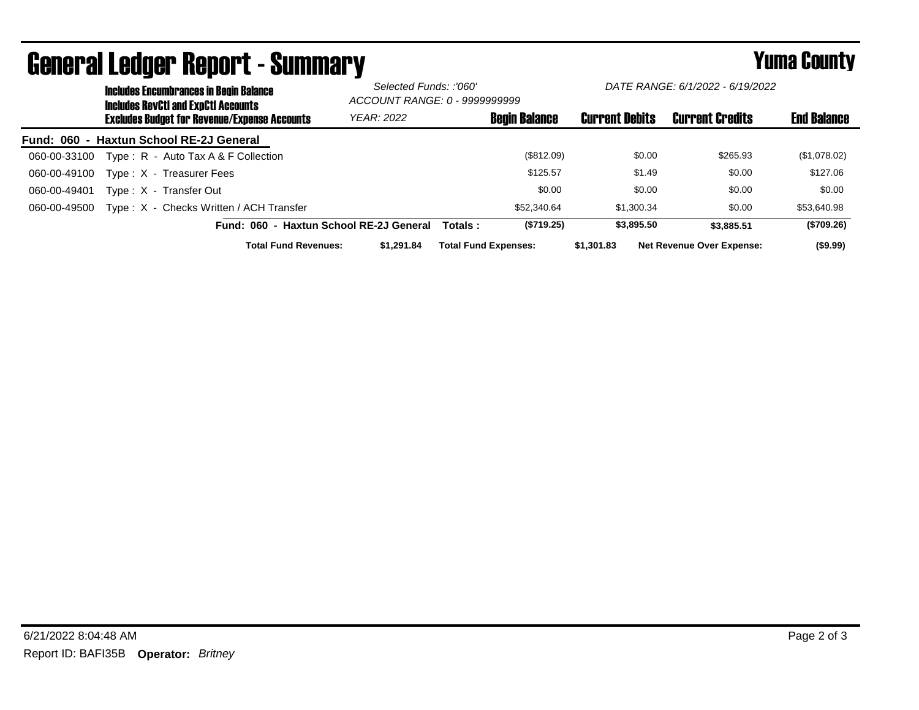# General Ledger Report - Summary

**Yuma County**

**Includes Encumbrances in Begin Balance**
**Includes RevCtl and ExpCtl Accounts**
**Excludes Budget for Revenue/Expense Accounts**

*Selected Funds: :'060'*
*ACCOUNT RANGE: 0 - 9999999999*
*YEAR: 2022*

*DATE RANGE: 6/1/2022 - 6/19/2022*

| | | Begin Balance | Current Debits | Current Credits | End Balance |
|---|---|---|---|---|---|
| **Fund: 060 - Haxtun School RE-2J General** | | | | | |
| 060-00-33100 | Type : R - Auto Tax A & F Collection | ($812.09) | $0.00 | $265.93 | ($1,078.02) |
| 060-00-49100 | Type : X - Treasurer Fees | $125.57 | $1.49 | $0.00 | $127.06 |
| 060-00-49401 | Type : X - Transfer Out | $0.00 | $0.00 | $0.00 | $0.00 |
| 060-00-49500 | Type : X - Checks Written / ACH Transfer | $52,340.64 | $1,300.34 | $0.00 | $53,640.98 |
| | **Fund: 060 - Haxtun School RE-2J General Totals :** | **($719.25)** | **$3,895.50** | **$3,885.51** | **($709.26)** |

**Total Fund Revenues:** $1,291.84 **Total Fund Expenses:** $1,301.83 **Net Revenue Over Expense:** ($9.99)

6/21/2022 8:04:48 AM

Report ID: BAFI35B **Operator:** *Britney*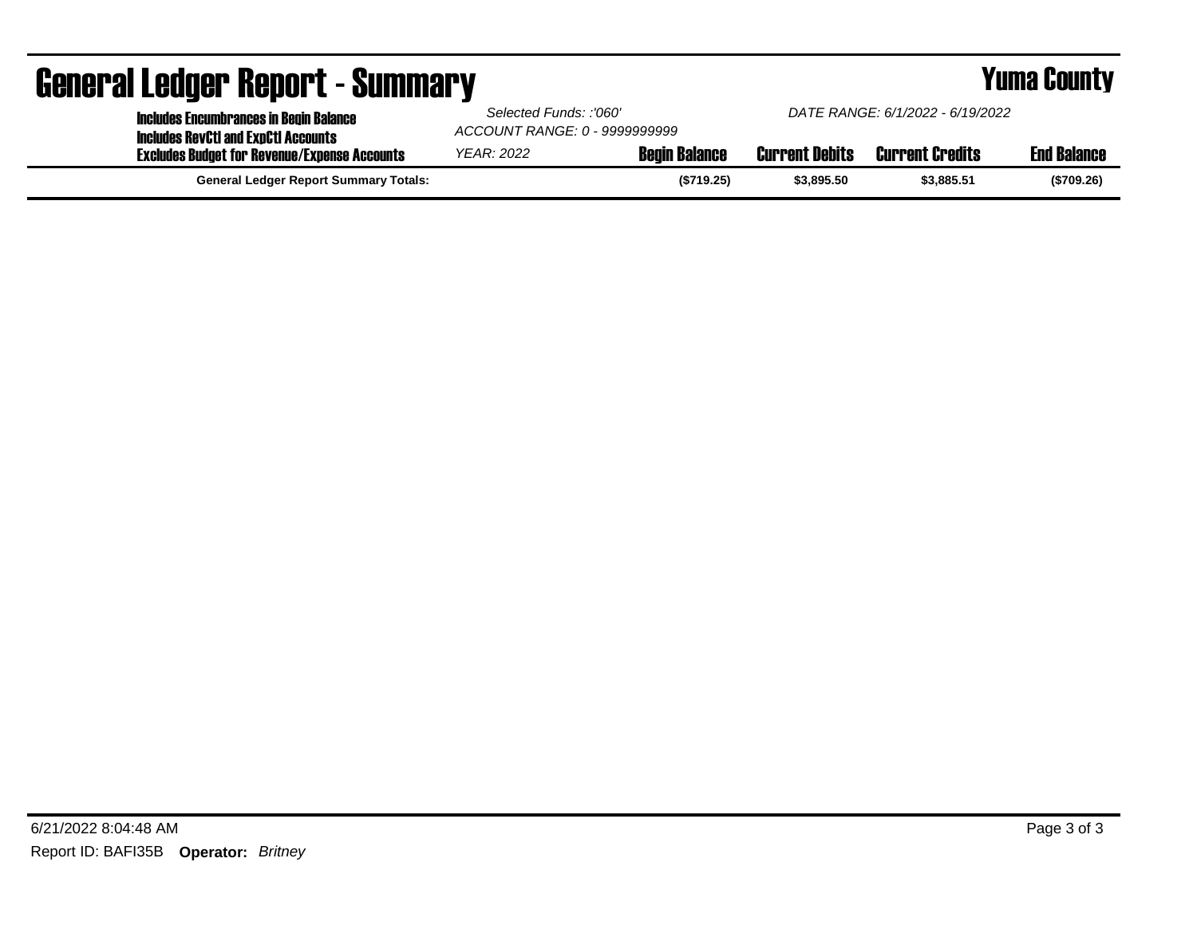# General Ledger Report - Summary

**Yuma County**

**Includes Encumbrances in Begin Balance**
**Includes RevCtl and ExpCtl Accounts**
**Excludes Budget for Revenue/Expense Accounts**

*Selected Funds: :'060'*
*ACCOUNT RANGE: 0 - 9999999999*
*YEAR: 2022*

*DATE RANGE: 6/1/2022 - 6/19/2022*

| | Begin Balance | Current Debits | Current Credits | End Balance |
|---|---|---|---|---|
| **General Ledger Report Summary Totals:** | **($719.25)** | **$3,895.50** | **$3,885.51** | **($709.26)** |

6/21/2022 8:04:48 AM

Report ID: BAFI35B **Operator:** *Britney*